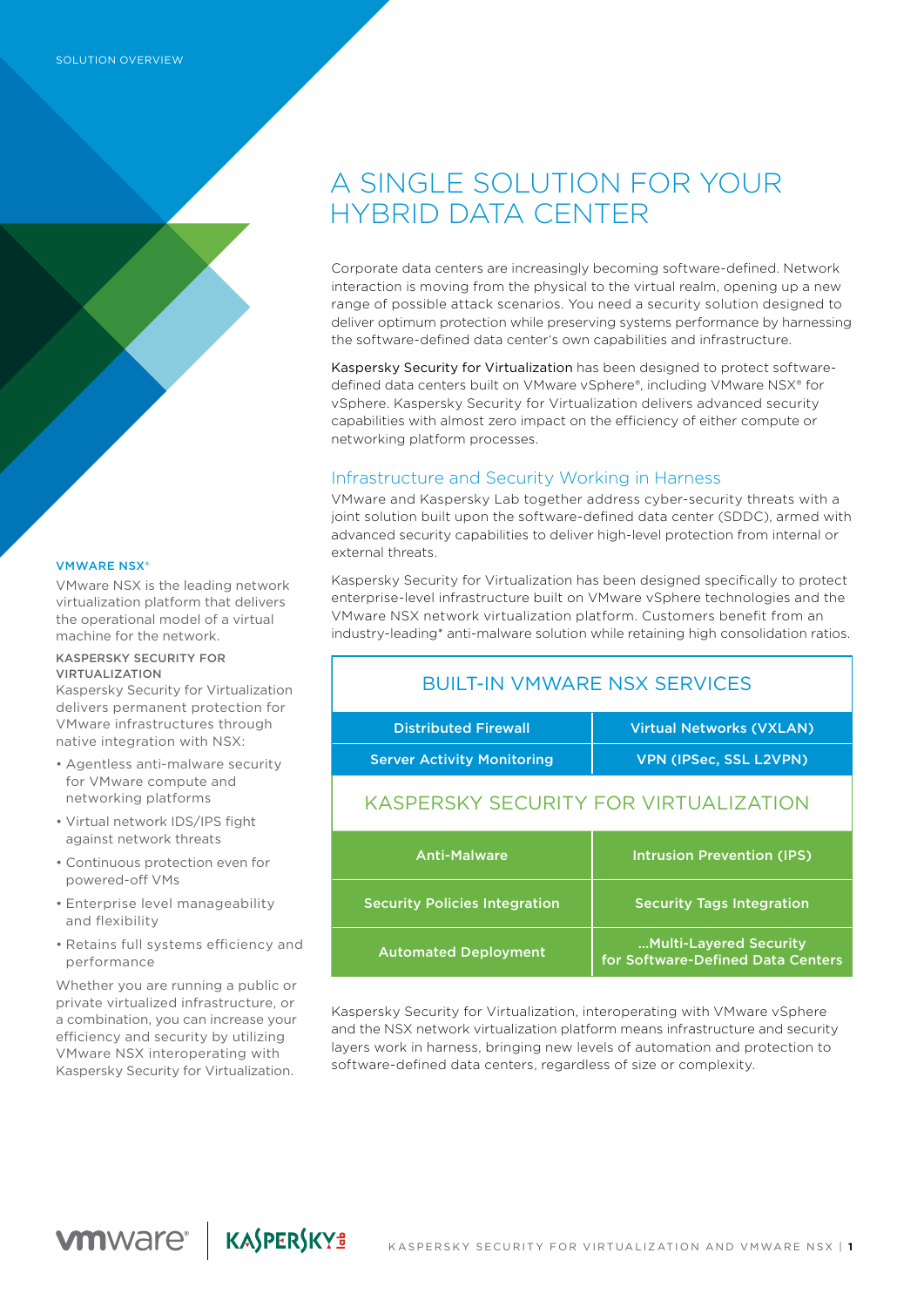SOLUTION OVERVIEW

# A SINGLE SOLUTION FOR YOUR HYBRID DATA CENTER

Corporate data centers are increasingly becoming software-defined. Network interaction is moving from the physical to the virtual realm, opening up a new range of possible attack scenarios. You need a security solution designed to deliver optimum protection while preserving systems performance by harnessing the software-defined data center's own capabilities and infrastructure.

Kaspersky Security for Virtualization has been designed to protect software-defined data centers built on VMware vSphere®, including VMware NSX® for vSphere. Kaspersky Security for Virtualization delivers advanced security capabilities with almost zero impact on the efficiency of either compute or networking platform processes.

## Infrastructure and Security Working in Harness

VMware and Kaspersky Lab together address cyber-security threats with a joint solution built upon the software-defined data center (SDDC), armed with advanced security capabilities to deliver high-level protection from internal or external threats.

Kaspersky Security for Virtualization has been designed specifically to protect enterprise-level infrastructure built on VMware vSphere technologies and the VMware NSX network virtualization platform. Customers benefit from an industry-leading* anti-malware solution while retaining high consolidation ratios.

| BUILT-IN VMWARE NSX SERVICES | |
|---|---|
| Distributed Firewall | Virtual Networks (VXLAN) |
| Server Activity Monitoring | VPN (IPSec, SSL L2VPN) |
| **KASPERSKY SECURITY FOR VIRTUALIZATION** | |
| Anti-Malware | Intrusion Prevention (IPS) |
| Security Policies Integration | Security Tags Integration |
| Automated Deployment | ...Multi-Layered Security for Software-Defined Data Centers |

Kaspersky Security for Virtualization, interoperating with VMware vSphere and the NSX network virtualization platform means infrastructure and security layers work in harness, bringing new levels of automation and protection to software-defined data centers, regardless of size or complexity.

### VMWARE NSX®

VMware NSX is the leading network virtualization platform that delivers the operational model of a virtual machine for the network.

### KASPERSKY SECURITY FOR VIRTUALIZATION

Kaspersky Security for Virtualization delivers permanent protection for VMware infrastructures through native integration with NSX:

- Agentless anti-malware security for VMware compute and networking platforms
- Virtual network IDS/IPS fight against network threats
- Continuous protection even for powered-off VMs
- Enterprise level manageability and flexibility
- Retains full systems efficiency and performance

Whether you are running a public or private virtualized infrastructure, or a combination, you can increase your efficiency and security by utilizing VMware NSX interoperating with Kaspersky Security for Virtualization.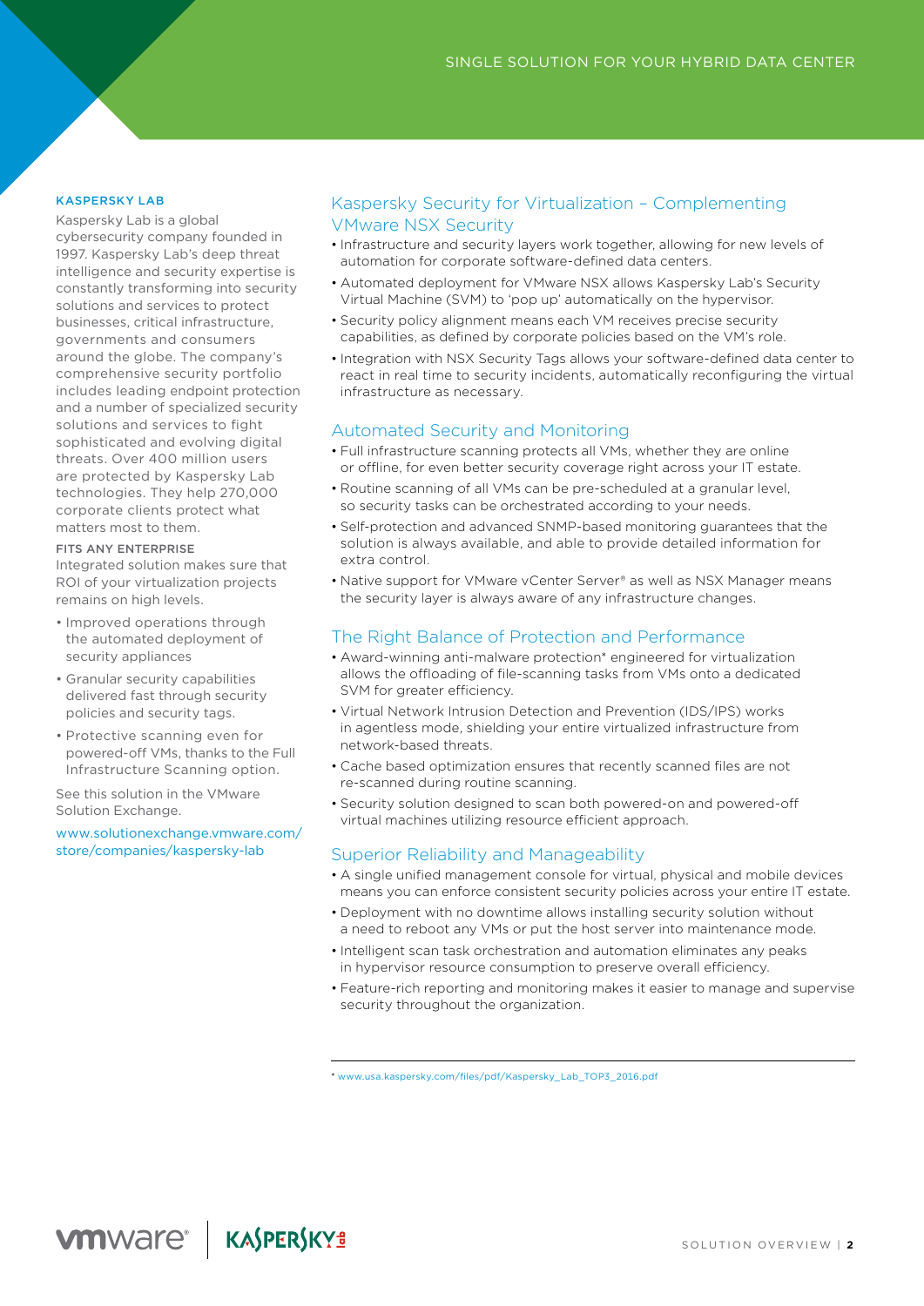## KASPERSKY LAB

Kaspersky Lab is a global cybersecurity company founded in 1997. Kaspersky Lab's deep threat intelligence and security expertise is constantly transforming into security solutions and services to protect businesses, critical infrastructure, governments and consumers around the globe. The company's comprehensive security portfolio includes leading endpoint protection and a number of specialized security solutions and services to fight sophisticated and evolving digital threats. Over 400 million users are protected by Kaspersky Lab technologies. They help 270,000 corporate clients protect what matters most to them.

### FITS ANY ENTERPRISE

Integrated solution makes sure that ROI of your virtualization projects remains on high levels.

- Improved operations through the automated deployment of security appliances
- Granular security capabilities delivered fast through security policies and security tags.
- Protective scanning even for powered-off VMs, thanks to the Full Infrastructure Scanning option.

See this solution in the VMware Solution Exchange.

www.solutionexchange.vmware.com/store/companies/kaspersky-lab

## Kaspersky Security for Virtualization – Complementing VMware NSX Security

- Infrastructure and security layers work together, allowing for new levels of automation for corporate software-defined data centers.
- Automated deployment for VMware NSX allows Kaspersky Lab's Security Virtual Machine (SVM) to 'pop up' automatically on the hypervisor.
- Security policy alignment means each VM receives precise security capabilities, as defined by corporate policies based on the VM's role.
- Integration with NSX Security Tags allows your software-defined data center to react in real time to security incidents, automatically reconfiguring the virtual infrastructure as necessary.

## Automated Security and Monitoring

- Full infrastructure scanning protects all VMs, whether they are online or offline, for even better security coverage right across your IT estate.
- Routine scanning of all VMs can be pre-scheduled at a granular level, so security tasks can be orchestrated according to your needs.
- Self-protection and advanced SNMP-based monitoring guarantees that the solution is always available, and able to provide detailed information for extra control.
- Native support for VMware vCenter Server® as well as NSX Manager means the security layer is always aware of any infrastructure changes.

## The Right Balance of Protection and Performance

- Award-winning anti-malware protection* engineered for virtualization allows the offloading of file-scanning tasks from VMs onto a dedicated SVM for greater efficiency.
- Virtual Network Intrusion Detection and Prevention (IDS/IPS) works in agentless mode, shielding your entire virtualized infrastructure from network-based threats.
- Cache based optimization ensures that recently scanned files are not re-scanned during routine scanning.
- Security solution designed to scan both powered-on and powered-off virtual machines utilizing resource efficient approach.

## Superior Reliability and Manageability

- A single unified management console for virtual, physical and mobile devices means you can enforce consistent security policies across your entire IT estate.
- Deployment with no downtime allows installing security solution without a need to reboot any VMs or put the host server into maintenance mode.
- Intelligent scan task orchestration and automation eliminates any peaks in hypervisor resource consumption to preserve overall efficiency.
- Feature-rich reporting and monitoring makes it easier to manage and supervise security throughout the organization.

---

* www.usa.kaspersky.com/files/pdf/Kaspersky_Lab_TOP3_2016.pdf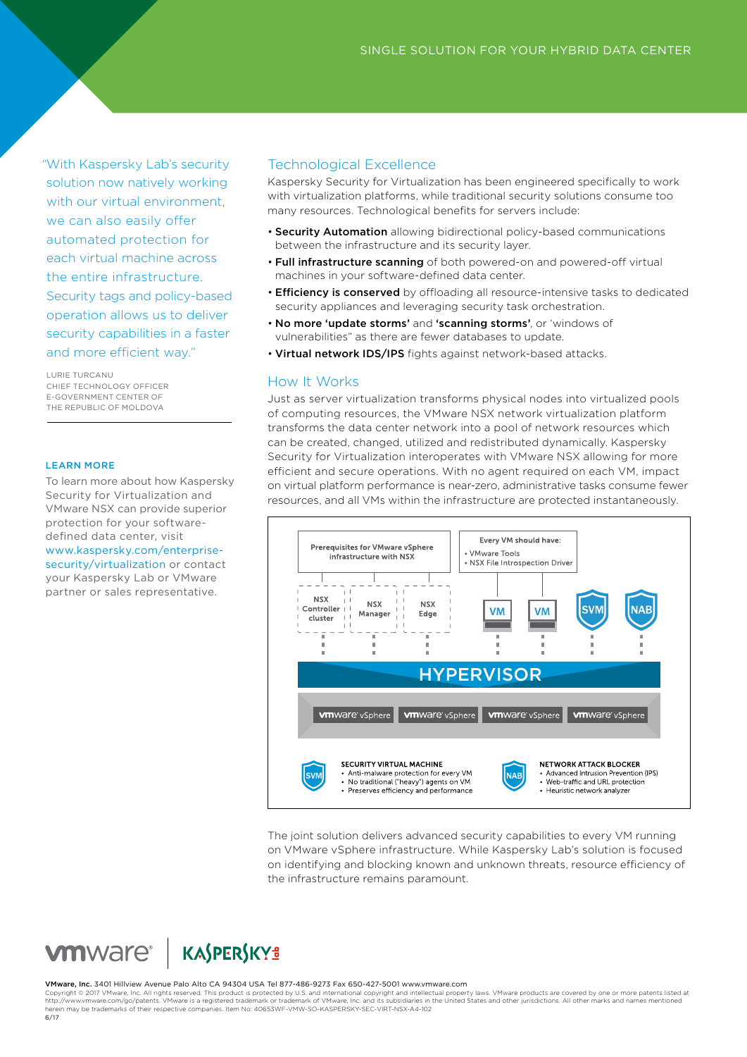SINGLE SOLUTION FOR YOUR HYBRID DATA CENTER

"With Kaspersky Lab's security solution now natively working with our virtual environment, we can also easily offer automated protection for each virtual machine across the entire infrastructure. Security tags and policy-based operation allows us to deliver security capabilities in a faster and more efficient way."

LURIE TURCANU
CHIEF TECHNOLOGY OFFICER
E-GOVERNMENT CENTER OF
THE REPUBLIC OF MOLDOVA

**LEARN MORE**

To learn more about how Kaspersky Security for Virtualization and VMware NSX can provide superior protection for your software-defined data center, visit www.kaspersky.com/enterprise-security/virtualization or contact your Kaspersky Lab or VMware partner or sales representative.

## Technological Excellence

Kaspersky Security for Virtualization has been engineered specifically to work with virtualization platforms, while traditional security solutions consume too many resources. Technological benefits for servers include:

- **Security Automation** allowing bidirectional policy-based communications between the infrastructure and its security layer.
- **Full infrastructure scanning** of both powered-on and powered-off virtual machines in your software-defined data center.
- **Efficiency is conserved** by offloading all resource-intensive tasks to dedicated security appliances and leveraging security task orchestration.
- **No more 'update storms'** and **'scanning storms'**, or 'windows of vulnerabilities" as there are fewer databases to update.
- **Virtual network IDS/IPS** fights against network-based attacks.

## How It Works

Just as server virtualization transforms physical nodes into virtualized pools of computing resources, the VMware NSX network virtualization platform transforms the data center network into a pool of network resources which can be created, changed, utilized and redistributed dynamically. Kaspersky Security for Virtualization interoperates with VMware NSX allowing for more efficient and secure operations. With no agent required on each VM, impact on virtual platform performance is near-zero, administrative tasks consume fewer resources, and all VMs within the infrastructure are protected instantaneously.

Prerequisites for VMware vSphere infrastructure with NSX

NSX Controller cluster

NSX Manager

NSX Edge

Every VM should have:
- VMware Tools
- NSX File Introspection Driver

VM

VM

SVM

NAB

HYPERVISOR

vmware vSphere

vmware vSphere

vmware vSphere

vmware vSphere

SECURITY VIRTUAL MACHINE
- Anti-malware protection for every VM
- No traditional ("heavy") agents on VM
- Preserves efficiency and performance

NETWORK ATTACK BLOCKER
- Advanced Intrusion Prevention (IPS)
- Web-traffic and URL protection
- Heuristic network analyzer

The joint solution delivers advanced security capabilities to every VM running on VMware vSphere infrastructure. While Kaspersky Lab's solution is focused on identifying and blocking known and unknown threats, resource efficiency of the infrastructure remains paramount.

**VMware, Inc.** 3401 Hillview Avenue Palo Alto CA 94304 USA Tel 877-486-9273 Fax 650-427-5001 www.vmware.com
Copyright © 2017 VMware, Inc. All rights reserved. This product is protected by U.S. and international copyright and intellectual property laws. VMware products are covered by one or more patents listed at http://www.vmware.com/go/patents. VMware is a registered trademark or trademark of VMware, Inc. and its subsidiaries in the United States and other jurisdictions. All other marks and names mentioned herein may be trademarks of their respective companies. Item No: 40653WF-VMW-SO-KASPERSKY-SEC-VIRT-NSX-A4-102
6/17